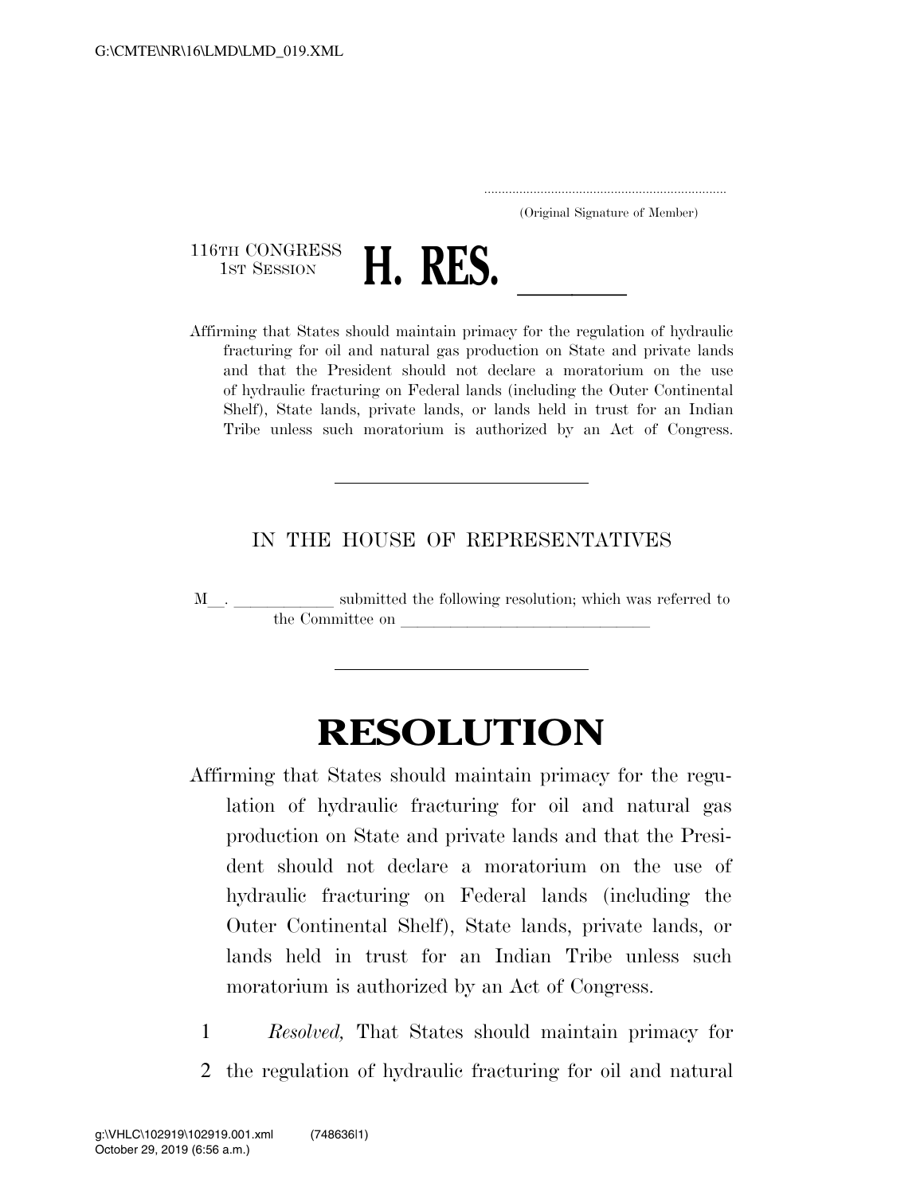G:\CMTE\NR\16\LMD\LMD_019.XML

.....................................................................
(Original Signature of Member)

116TH CONGRESS
1ST SESSION

# H. RES. ______

Affirming that States should maintain primacy for the regulation of hydraulic fracturing for oil and natural gas production on State and private lands and that the President should not declare a moratorium on the use of hydraulic fracturing on Federal lands (including the Outer Continental Shelf), State lands, private lands, or lands held in trust for an Indian Tribe unless such moratorium is authorized by an Act of Congress.

---

IN THE HOUSE OF REPRESENTATIVES

M__. ____________ submitted the following resolution; which was referred to the Committee on ______________________________

---

# RESOLUTION

Affirming that States should maintain primacy for the regulation of hydraulic fracturing for oil and natural gas production on State and private lands and that the President should not declare a moratorium on the use of hydraulic fracturing on Federal lands (including the Outer Continental Shelf), State lands, private lands, or lands held in trust for an Indian Tribe unless such moratorium is authorized by an Act of Congress.

1 *Resolved,* That States should maintain primacy for

2 the regulation of hydraulic fracturing for oil and natural

g:\VHLC\102919\102919.001.xml (748636|1)
October 29, 2019 (6:56 a.m.)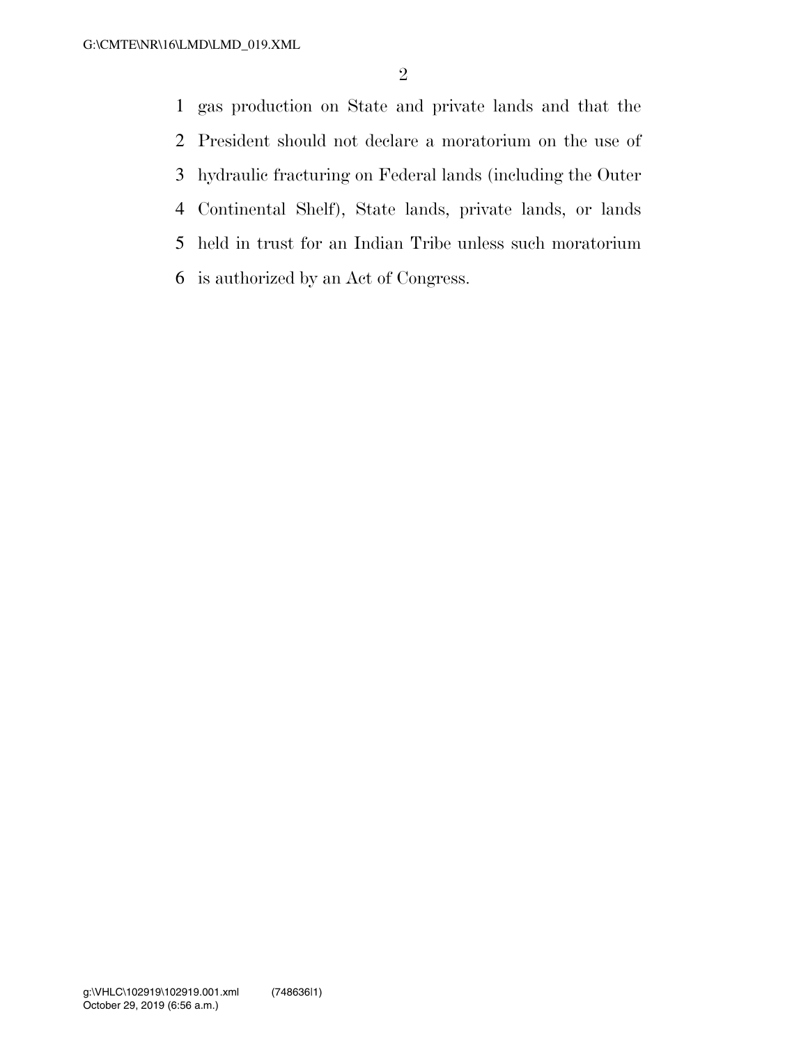gas production on State and private lands and that the President should not declare a moratorium on the use of hydraulic fracturing on Federal lands (including the Outer Continental Shelf), State lands, private lands, or lands held in trust for an Indian Tribe unless such moratorium is authorized by an Act of Congress.